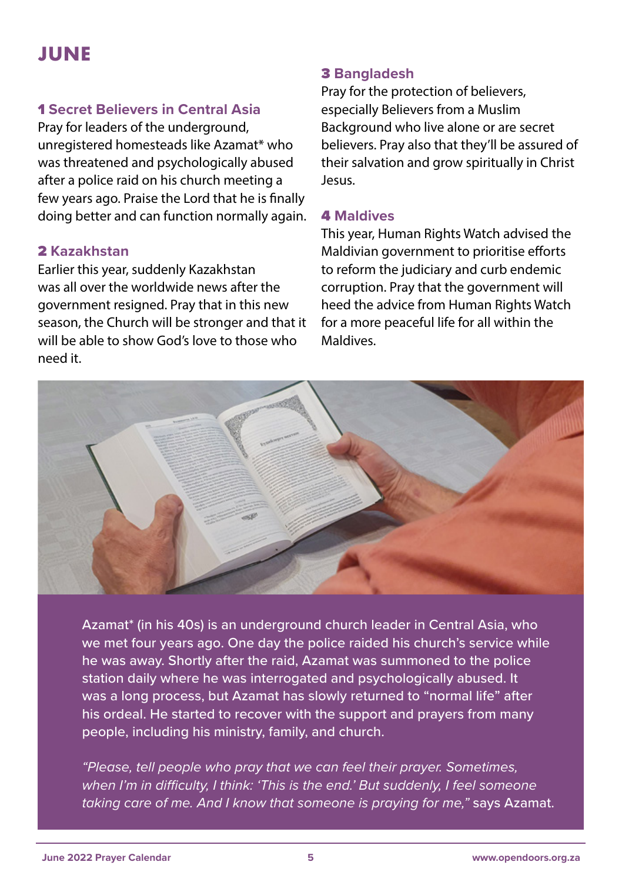# JUNE

### 1 Secret Believers in Central Asia

Pray for leaders of the underground, unregistered homesteads like Azamat* who was threatened and psychologically abused after a police raid on his church meeting a few years ago. Praise the Lord that he is finally doing better and can function normally again.

### 2 Kazakhstan

Earlier this year, suddenly Kazakhstan was all over the worldwide news after the government resigned. Pray that in this new season, the Church will be stronger and that it will be able to show God's love to those who need it.

### 3 Bangladesh

Pray for the protection of believers, especially Believers from a Muslim Background who live alone or are secret believers. Pray also that they'll be assured of their salvation and grow spiritually in Christ Jesus.

### 4 Maldives

This year, Human Rights Watch advised the Maldivian government to prioritise efforts to reform the judiciary and curb endemic corruption. Pray that the government will heed the advice from Human Rights Watch for a more peaceful life for all within the Maldives.

Azamat* (in his 40s) is an underground church leader in Central Asia, who we met four years ago. One day the police raided his church's service while he was away. Shortly after the raid, Azamat was summoned to the police station daily where he was interrogated and psychologically abused. It was a long process, but Azamat has slowly returned to "normal life" after his ordeal. He started to recover with the support and prayers from many people, including his ministry, family, and church.

*"Please, tell people who pray that we can feel their prayer. Sometimes, when I'm in difficulty, I think: 'This is the end.' But suddenly, I feel someone taking care of me. And I know that someone is praying for me,"* says Azamat.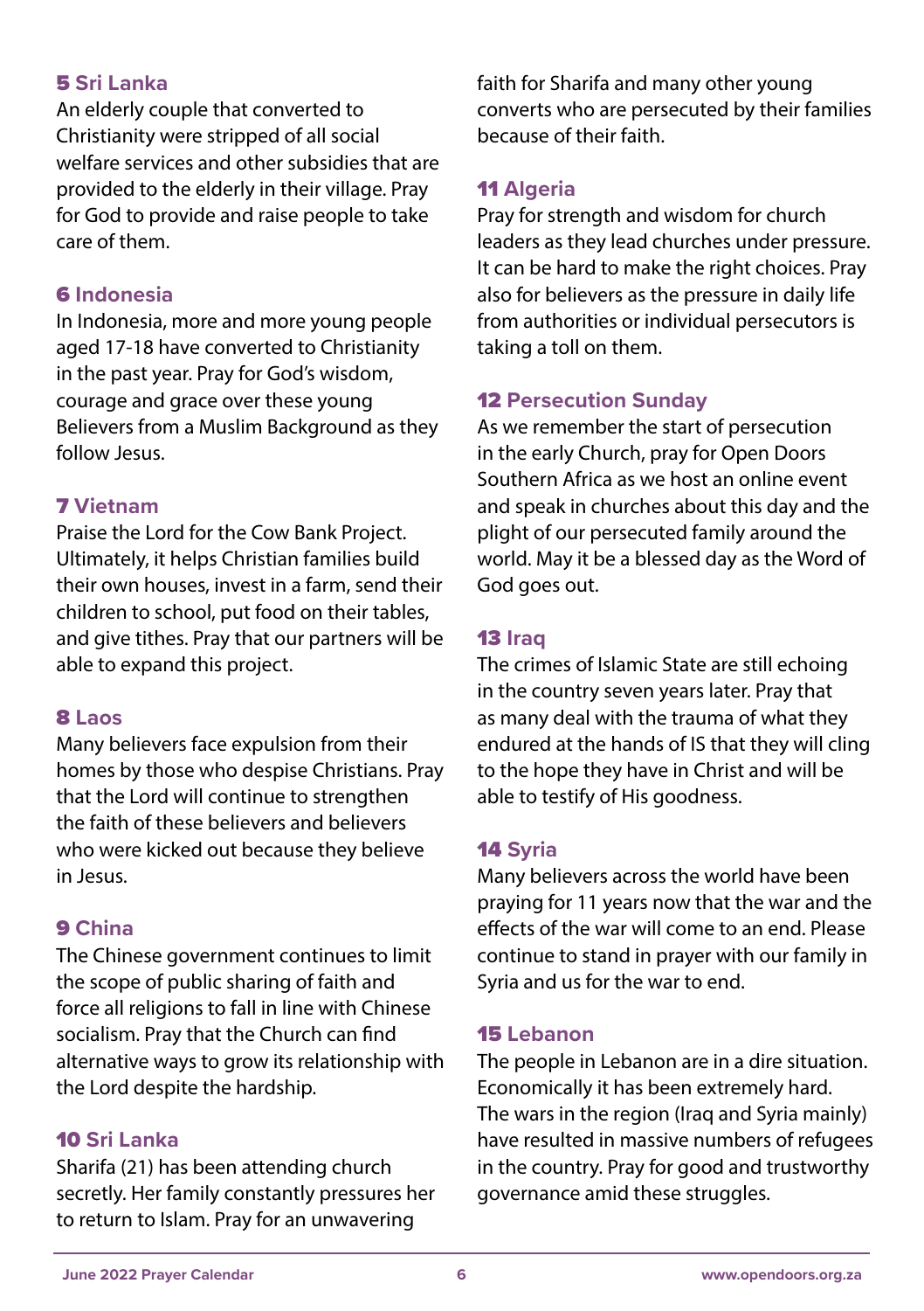### 5 Sri Lanka

An elderly couple that converted to Christianity were stripped of all social welfare services and other subsidies that are provided to the elderly in their village. Pray for God to provide and raise people to take care of them.

### 6 Indonesia

In Indonesia, more and more young people aged 17-18 have converted to Christianity in the past year. Pray for God's wisdom, courage and grace over these young Believers from a Muslim Background as they follow Jesus.

### 7 Vietnam

Praise the Lord for the Cow Bank Project. Ultimately, it helps Christian families build their own houses, invest in a farm, send their children to school, put food on their tables, and give tithes. Pray that our partners will be able to expand this project.

### 8 Laos

Many believers face expulsion from their homes by those who despise Christians. Pray that the Lord will continue to strengthen the faith of these believers and believers who were kicked out because they believe in Jesus.

### 9 China

The Chinese government continues to limit the scope of public sharing of faith and force all religions to fall in line with Chinese socialism. Pray that the Church can find alternative ways to grow its relationship with the Lord despite the hardship.

### 10 Sri Lanka

Sharifa (21) has been attending church secretly. Her family constantly pressures her to return to Islam. Pray for an unwavering faith for Sharifa and many other young converts who are persecuted by their families because of their faith.

### 11 Algeria

Pray for strength and wisdom for church leaders as they lead churches under pressure. It can be hard to make the right choices. Pray also for believers as the pressure in daily life from authorities or individual persecutors is taking a toll on them.

### 12 Persecution Sunday

As we remember the start of persecution in the early Church, pray for Open Doors Southern Africa as we host an online event and speak in churches about this day and the plight of our persecuted family around the world. May it be a blessed day as the Word of God goes out.

### 13 Iraq

The crimes of Islamic State are still echoing in the country seven years later. Pray that as many deal with the trauma of what they endured at the hands of IS that they will cling to the hope they have in Christ and will be able to testify of His goodness.

### 14 Syria

Many believers across the world have been praying for 11 years now that the war and the effects of the war will come to an end. Please continue to stand in prayer with our family in Syria and us for the war to end.

### 15 Lebanon

The people in Lebanon are in a dire situation. Economically it has been extremely hard. The wars in the region (Iraq and Syria mainly) have resulted in massive numbers of refugees in the country. Pray for good and trustworthy governance amid these struggles.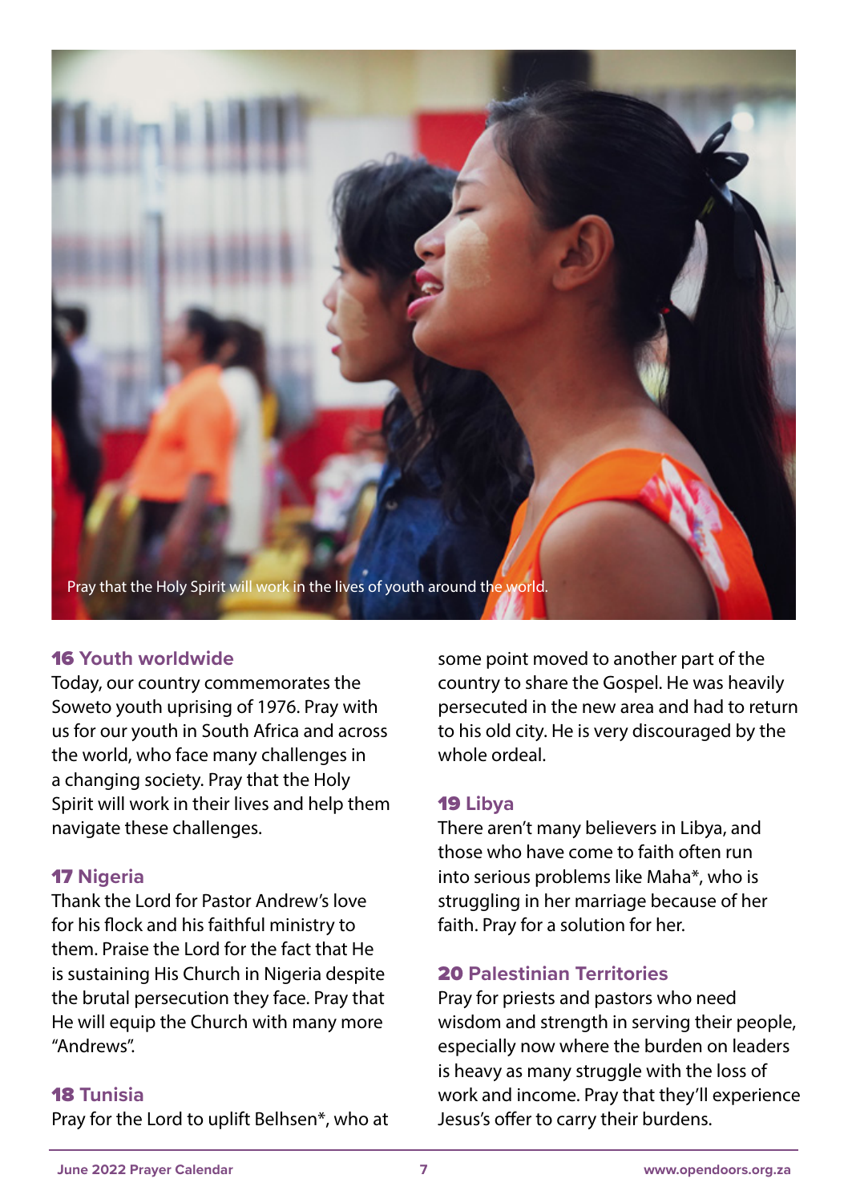Pray that the Holy Spirit will work in the lives of youth around the world.

### 16 Youth worldwide

Today, our country commemorates the Soweto youth uprising of 1976. Pray with us for our youth in South Africa and across the world, who face many challenges in a changing society. Pray that the Holy Spirit will work in their lives and help them navigate these challenges.

### 17 Nigeria

Thank the Lord for Pastor Andrew's love for his flock and his faithful ministry to them. Praise the Lord for the fact that He is sustaining His Church in Nigeria despite the brutal persecution they face. Pray that He will equip the Church with many more "Andrews".

### 18 Tunisia

Pray for the Lord to uplift Belhsen*, who at some point moved to another part of the country to share the Gospel. He was heavily persecuted in the new area and had to return to his old city. He is very discouraged by the whole ordeal.

### 19 Libya

There aren't many believers in Libya, and those who have come to faith often run into serious problems like Maha*, who is struggling in her marriage because of her faith. Pray for a solution for her.

### 20 Palestinian Territories

Pray for priests and pastors who need wisdom and strength in serving their people, especially now where the burden on leaders is heavy as many struggle with the loss of work and income. Pray that they'll experience Jesus's offer to carry their burdens.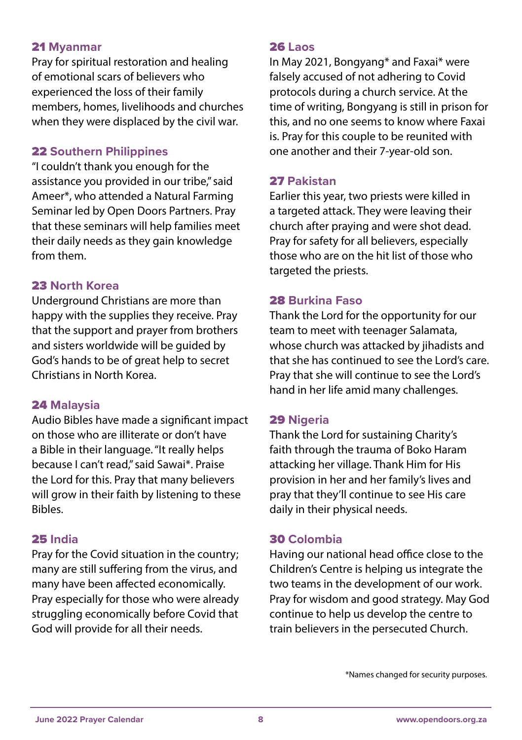### 21 Myanmar

Pray for spiritual restoration and healing of emotional scars of believers who experienced the loss of their family members, homes, livelihoods and churches when they were displaced by the civil war.

### 22 Southern Philippines

"I couldn't thank you enough for the assistance you provided in our tribe," said Ameer*, who attended a Natural Farming Seminar led by Open Doors Partners. Pray that these seminars will help families meet their daily needs as they gain knowledge from them.

### 23 North Korea

Underground Christians are more than happy with the supplies they receive. Pray that the support and prayer from brothers and sisters worldwide will be guided by God's hands to be of great help to secret Christians in North Korea.

### 24 Malaysia

Audio Bibles have made a significant impact on those who are illiterate or don't have a Bible in their language. "It really helps because I can't read," said Sawai*. Praise the Lord for this. Pray that many believers will grow in their faith by listening to these Bibles.

### 25 India

Pray for the Covid situation in the country; many are still suffering from the virus, and many have been affected economically. Pray especially for those who were already struggling economically before Covid that God will provide for all their needs.

### 26 Laos

In May 2021, Bongyang* and Faxai* were falsely accused of not adhering to Covid protocols during a church service. At the time of writing, Bongyang is still in prison for this, and no one seems to know where Faxai is. Pray for this couple to be reunited with one another and their 7-year-old son.

### 27 Pakistan

Earlier this year, two priests were killed in a targeted attack. They were leaving their church after praying and were shot dead. Pray for safety for all believers, especially those who are on the hit list of those who targeted the priests.

### 28 Burkina Faso

Thank the Lord for the opportunity for our team to meet with teenager Salamata, whose church was attacked by jihadists and that she has continued to see the Lord's care. Pray that she will continue to see the Lord's hand in her life amid many challenges.

### 29 Nigeria

Thank the Lord for sustaining Charity's faith through the trauma of Boko Haram attacking her village. Thank Him for His provision in her and her family's lives and pray that they'll continue to see His care daily in their physical needs.

### 30 Colombia

Having our national head office close to the Children's Centre is helping us integrate the two teams in the development of our work. Pray for wisdom and good strategy. May God continue to help us develop the centre to train believers in the persecuted Church.

*Names changed for security purposes.